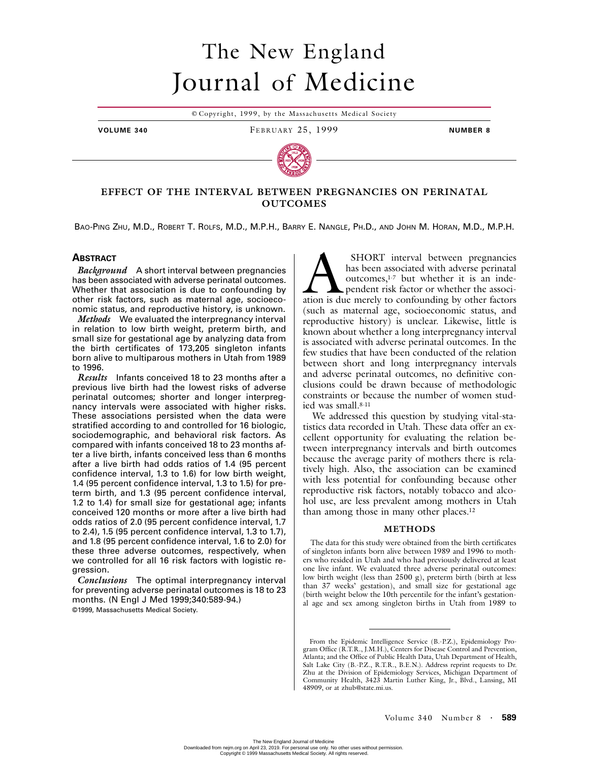# EFFECT OF THE INTERVAL BETWEEN PREGNANCIES ON PERINATAL OUTCOMES

BAO-PING ZHU, M.D., ROBERT T. ROLFS, M.D., M.P.H., BARRY E. NANGLE, PH.D., AND JOHN M. HORAN, M.D., M.P.H.

## ABSTRACT

***Background*** A short interval between pregnancies has been associated with adverse perinatal outcomes. Whether that association is due to confounding by other risk factors, such as maternal age, socioeconomic status, and reproductive history, is unknown.

***Methods*** We evaluated the interpregnancy interval in relation to low birth weight, preterm birth, and small size for gestational age by analyzing data from the birth certificates of 173,205 singleton infants born alive to multiparous mothers in Utah from 1989 to 1996.

***Results*** Infants conceived 18 to 23 months after a previous live birth had the lowest risks of adverse perinatal outcomes; shorter and longer interpregnancy intervals were associated with higher risks. These associations persisted when the data were stratified according to and controlled for 16 biologic, sociodemographic, and behavioral risk factors. As compared with infants conceived 18 to 23 months after a live birth, infants conceived less than 6 months after a live birth had odds ratios of 1.4 (95 percent confidence interval, 1.3 to 1.6) for low birth weight, 1.4 (95 percent confidence interval, 1.3 to 1.5) for preterm birth, and 1.3 (95 percent confidence interval, 1.2 to 1.4) for small size for gestational age; infants conceived 120 months or more after a live birth had odds ratios of 2.0 (95 percent confidence interval, 1.7 to 2.4), 1.5 (95 percent confidence interval, 1.3 to 1.7), and 1.8 (95 percent confidence interval, 1.6 to 2.0) for these three adverse outcomes, respectively, when we controlled for all 16 risk factors with logistic regression.

***Conclusions*** The optimal interpregnancy interval for preventing adverse perinatal outcomes is 18 to 23 months. (N Engl J Med 1999;340:589-94.)

©1999, Massachusetts Medical Society.

A SHORT interval between pregnancies has been associated with adverse perinatal outcomes,[1-7] but whether it is an independent risk factor or whether the association is due merely to confounding by other factors (such as maternal age, socioeconomic status, and reproductive history) is unclear. Likewise, little is known about whether a long interpregnancy interval is associated with adverse perinatal outcomes. In the few studies that have been conducted of the relation between short and long interpregnancy intervals and adverse perinatal outcomes, no definitive conclusions could be drawn because of methodologic constraints or because the number of women studied was small.[8-11]

We addressed this question by studying vital-statistics data recorded in Utah. These data offer an excellent opportunity for evaluating the relation between interpregnancy intervals and birth outcomes because the average parity of mothers there is relatively high. Also, the association can be examined with less potential for confounding because other reproductive risk factors, notably tobacco and alcohol use, are less prevalent among mothers in Utah than among those in many other places.[12]

## METHODS

The data for this study were obtained from the birth certificates of singleton infants born alive between 1989 and 1996 to mothers who resided in Utah and who had previously delivered at least one live infant. We evaluated three adverse perinatal outcomes: low birth weight (less than 2500 g), preterm birth (birth at less than 37 weeks' gestation), and small size for gestational age (birth weight below the 10th percentile for the infant's gestational age and sex among singleton births in Utah from 1989 to

From the Epidemic Intelligence Service (B.-P.Z.), Epidemiology Program Office (R.T.R., J.M.H.), Centers for Disease Control and Prevention, Atlanta; and the Office of Public Health Data, Utah Department of Health, Salt Lake City (B.-P.Z., R.T.R., B.E.N.). Address reprint requests to Dr. Zhu at the Division of Epidemiology Services, Michigan Department of Community Health, 3423 Martin Luther King, Jr., Blvd., Lansing, MI 48909, or at zhub@state.mi.us.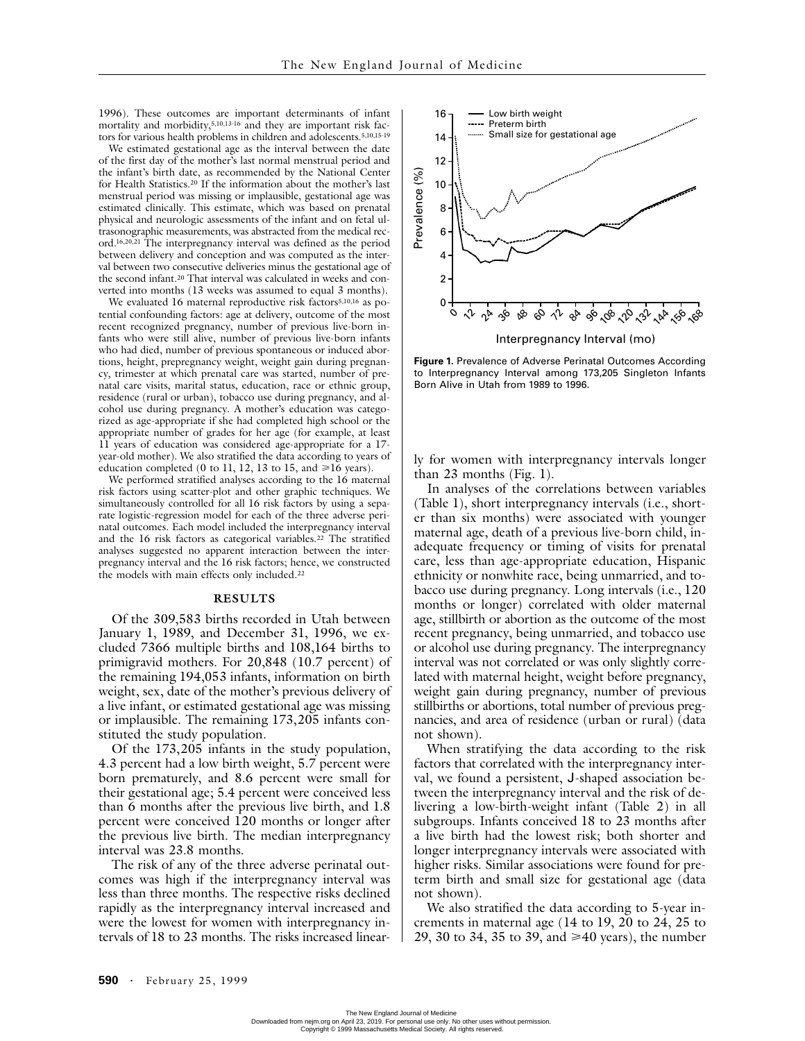1996). These outcomes are important determinants of infant mortality and morbidity,[5,10,13-16] and they are important risk factors for various health problems in children and adolescents.[5,10,15-19]

We estimated gestational age as the interval between the date of the first day of the mother's last normal menstrual period and the infant's birth date, as recommended by the National Center for Health Statistics.[20] If the information about the mother's last menstrual period was missing or implausible, gestational age was estimated clinically. This estimate, which was based on prenatal physical and neurologic assessments of the infant and on fetal ultrasonographic measurements, was abstracted from the medical record.[16,20,21] The interpregnancy interval was defined as the period between delivery and conception and was computed as the interval between two consecutive deliveries minus the gestational age of the second infant.[20] That interval was calculated in weeks and converted into months (13 weeks was assumed to equal 3 months).

We evaluated 16 maternal reproductive risk factors[5,10,16] as potential confounding factors: age at delivery, outcome of the most recent recognized pregnancy, number of previous live-born infants who were still alive, number of previous live-born infants who had died, number of previous spontaneous or induced abortions, height, prepregnancy weight, weight gain during pregnancy, trimester at which prenatal care was started, number of prenatal care visits, marital status, education, race or ethnic group, residence (rural or urban), tobacco use during pregnancy, and alcohol use during pregnancy. A mother's education was categorized as age-appropriate if she had completed high school or the appropriate number of grades for her age (for example, at least 11 years of education was considered age-appropriate for a 17-year-old mother). We also stratified the data according to years of education completed (0 to 11, 12, 13 to 15, and ≥16 years).

We performed stratified analyses according to the 16 maternal risk factors using scatter-plot and other graphic techniques. We simultaneously controlled for all 16 risk factors by using a separate logistic-regression model for each of the three adverse perinatal outcomes. Each model included the interpregnancy interval and the 16 risk factors as categorical variables.[22] The stratified analyses suggested no apparent interaction between the interpregnancy interval and the 16 risk factors; hence, we constructed the models with main effects only included.[22]

## RESULTS

Of the 309,583 births recorded in Utah between January 1, 1989, and December 31, 1996, we excluded 7366 multiple births and 108,164 births to primigravid mothers. For 20,848 (10.7 percent) of the remaining 194,053 infants, information on birth weight, sex, date of the mother's previous delivery of a live infant, or estimated gestational age was missing or implausible. The remaining 173,205 infants constituted the study population.

Of the 173,205 infants in the study population, 4.3 percent had a low birth weight, 5.7 percent were born prematurely, and 8.6 percent were small for their gestational age; 5.4 percent were conceived less than 6 months after the previous live birth, and 1.8 percent were conceived 120 months or longer after the previous live birth. The median interpregnancy interval was 23.8 months.

The risk of any of the three adverse perinatal outcomes was high if the interpregnancy interval was less than three months. The respective risks declined rapidly as the interpregnancy interval increased and were the lowest for women with interpregnancy intervals of 18 to 23 months. The risks increased linearly for women with interpregnancy intervals longer than 23 months (Fig. 1).

**Figure 1.** Prevalence of Adverse Perinatal Outcomes According to Interpregnancy Interval among 173,205 Singleton Infants Born Alive in Utah from 1989 to 1996.

In analyses of the correlations between variables (Table 1), short interpregnancy intervals (i.e., shorter than six months) were associated with younger maternal age, death of a previous live-born child, inadequate frequency or timing of visits for prenatal care, less than age-appropriate education, Hispanic ethnicity or nonwhite race, being unmarried, and tobacco use during pregnancy. Long intervals (i.e., 120 months or longer) correlated with older maternal age, stillbirth or abortion as the outcome of the most recent pregnancy, being unmarried, and tobacco use or alcohol use during pregnancy. The interpregnancy interval was not correlated or was only slightly correlated with maternal height, weight before pregnancy, weight gain during pregnancy, number of previous stillbirths or abortions, total number of previous pregnancies, and area of residence (urban or rural) (data not shown).

When stratifying the data according to the risk factors that correlated with the interpregnancy interval, we found a persistent, J-shaped association between the interpregnancy interval and the risk of delivering a low-birth-weight infant (Table 2) in all subgroups. Infants conceived 18 to 23 months after a live birth had the lowest risk; both shorter and longer interpregnancy intervals were associated with higher risks. Similar associations were found for preterm birth and small size for gestational age (data not shown).

We also stratified the data according to 5-year increments in maternal age (14 to 19, 20 to 24, 25 to 29, 30 to 34, 35 to 39, and ≥40 years), the number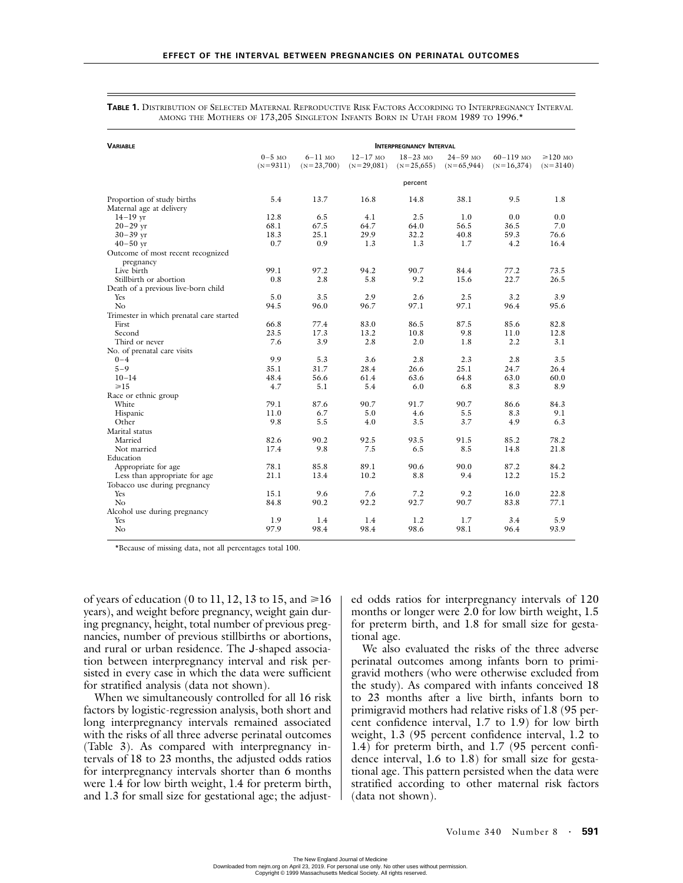**TABLE 1.** DISTRIBUTION OF SELECTED MATERNAL REPRODUCTIVE RISK FACTORS ACCORDING TO INTERPREGNANCY INTERVAL AMONG THE MOTHERS OF 173,205 SINGLETON INFANTS BORN IN UTAH FROM 1989 TO 1996.*

| VARIABLE | INTERPREGNANCY INTERVAL | | | | | | |
|---|---|---|---|---|---|---|---|
| | 0–5 MO (N=9311) | 6–11 MO (N=23,700) | 12–17 MO (N=29,081) | 18–23 MO (N=25,655) | 24–59 MO (N=65,944) | 60–119 MO (N=16,374) | ≥120 MO (N=3140) |
| | | | | percent | | | |
| Proportion of study births | 5.4 | 13.7 | 16.8 | 14.8 | 38.1 | 9.5 | 1.8 |
| Maternal age at delivery | | | | | | | |
| 14–19 yr | 12.8 | 6.5 | 4.1 | 2.5 | 1.0 | 0.0 | 0.0 |
| 20–29 yr | 68.1 | 67.5 | 64.7 | 64.0 | 56.5 | 36.5 | 7.0 |
| 30–39 yr | 18.3 | 25.1 | 29.9 | 32.2 | 40.8 | 59.3 | 76.6 |
| 40–50 yr | 0.7 | 0.9 | 1.3 | 1.3 | 1.7 | 4.2 | 16.4 |
| Outcome of most recent recognized pregnancy | | | | | | | |
| Live birth | 99.1 | 97.2 | 94.2 | 90.7 | 84.4 | 77.2 | 73.5 |
| Stillbirth or abortion | 0.8 | 2.8 | 5.8 | 9.2 | 15.6 | 22.7 | 26.5 |
| Death of a previous live-born child | | | | | | | |
| Yes | 5.0 | 3.5 | 2.9 | 2.6 | 2.5 | 3.2 | 3.9 |
| No | 94.5 | 96.0 | 96.7 | 97.1 | 97.1 | 96.4 | 95.6 |
| Trimester in which prenatal care started | | | | | | | |
| First | 66.8 | 77.4 | 83.0 | 86.5 | 87.5 | 85.6 | 82.8 |
| Second | 23.5 | 17.3 | 13.2 | 10.8 | 9.8 | 11.0 | 12.8 |
| Third or never | 7.6 | 3.9 | 2.8 | 2.0 | 1.8 | 2.2 | 3.1 |
| No. of prenatal care visits | | | | | | | |
| 0–4 | 9.9 | 5.3 | 3.6 | 2.8 | 2.3 | 2.8 | 3.5 |
| 5–9 | 35.1 | 31.7 | 28.4 | 26.6 | 25.1 | 24.7 | 26.4 |
| 10–14 | 48.4 | 56.6 | 61.4 | 63.6 | 64.8 | 63.0 | 60.0 |
| ≥15 | 4.7 | 5.1 | 5.4 | 6.0 | 6.8 | 8.3 | 8.9 |
| Race or ethnic group | | | | | | | |
| White | 79.1 | 87.6 | 90.7 | 91.7 | 90.7 | 86.6 | 84.3 |
| Hispanic | 11.0 | 6.7 | 5.0 | 4.6 | 5.5 | 8.3 | 9.1 |
| Other | 9.8 | 5.5 | 4.0 | 3.5 | 3.7 | 4.9 | 6.3 |
| Marital status | | | | | | | |
| Married | 82.6 | 90.2 | 92.5 | 93.5 | 91.5 | 85.2 | 78.2 |
| Not married | 17.4 | 9.8 | 7.5 | 6.5 | 8.5 | 14.8 | 21.8 |
| Education | | | | | | | |
| Appropriate for age | 78.1 | 85.8 | 89.1 | 90.6 | 90.0 | 87.2 | 84.2 |
| Less than appropriate for age | 21.1 | 13.4 | 10.2 | 8.8 | 9.4 | 12.2 | 15.2 |
| Tobacco use during pregnancy | | | | | | | |
| Yes | 15.1 | 9.6 | 7.6 | 7.2 | 9.2 | 16.0 | 22.8 |
| No | 84.8 | 90.2 | 92.2 | 92.7 | 90.7 | 83.8 | 77.1 |
| Alcohol use during pregnancy | | | | | | | |
| Yes | 1.9 | 1.4 | 1.4 | 1.2 | 1.7 | 3.4 | 5.9 |
| No | 97.9 | 98.4 | 98.4 | 98.6 | 98.1 | 96.4 | 93.9 |

*Because of missing data, not all percentages total 100.

of years of education (0 to 11, 12, 13 to 15, and ≥16 years), and weight before pregnancy, weight gain during pregnancy, height, total number of previous pregnancies, number of previous stillbirths or abortions, and rural or urban residence. The J-shaped association between interpregnancy interval and risk persisted in every case in which the data were sufficient for stratified analysis (data not shown).

When we simultaneously controlled for all 16 risk factors by logistic-regression analysis, both short and long interpregnancy intervals remained associated with the risks of all three adverse perinatal outcomes (Table 3). As compared with interpregnancy intervals of 18 to 23 months, the adjusted odds ratios for interpregnancy intervals shorter than 6 months were 1.4 for low birth weight, 1.4 for preterm birth, and 1.3 for small size for gestational age; the adjusted odds ratios for interpregnancy intervals of 120 months or longer were 2.0 for low birth weight, 1.5 for preterm birth, and 1.8 for small size for gestational age.

We also evaluated the risks of the three adverse perinatal outcomes among infants born to primigravid mothers (who were otherwise excluded from the study). As compared with infants conceived 18 to 23 months after a live birth, infants born to primigravid mothers had relative risks of 1.8 (95 percent confidence interval, 1.7 to 1.9) for low birth weight, 1.3 (95 percent confidence interval, 1.2 to 1.4) for preterm birth, and 1.7 (95 percent confidence interval, 1.6 to 1.8) for small size for gestational age. This pattern persisted when the data were stratified according to other maternal risk factors (data not shown).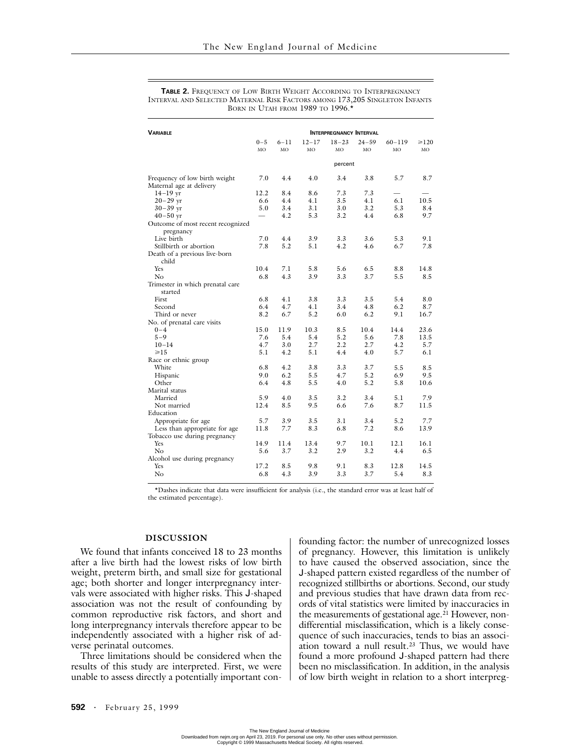**TABLE 2.** FREQUENCY OF LOW BIRTH WEIGHT ACCORDING TO INTERPREGNANCY INTERVAL AND SELECTED MATERNAL RISK FACTORS AMONG 173,205 SINGLETON INFANTS BORN IN UTAH FROM 1989 TO 1996.*

| VARIABLE | INTERPREGNANCY INTERVAL | | | | | | |
|---|---|---|---|---|---|---|---|
| | 0–5 MO | 6–11 MO | 12–17 MO | 18–23 MO | 24–59 MO | 60–119 MO | ≥120 MO |
| | percent | | | | | | |
| Frequency of low birth weight | 7.0 | 4.4 | 4.0 | 3.4 | 3.8 | 5.7 | 8.7 |
| Maternal age at delivery | | | | | | | |
| 14–19 yr | 12.2 | 8.4 | 8.6 | 7.3 | 7.3 | — | — |
| 20–29 yr | 6.6 | 4.4 | 4.1 | 3.5 | 4.1 | 6.1 | 10.5 |
| 30–39 yr | 5.0 | 3.4 | 3.1 | 3.0 | 3.2 | 5.3 | 8.4 |
| 40–50 yr | — | 4.2 | 5.3 | 3.2 | 4.4 | 6.8 | 9.7 |
| Outcome of most recent recognized pregnancy | | | | | | | |
| Live birth | 7.0 | 4.4 | 3.9 | 3.3 | 3.6 | 5.3 | 9.1 |
| Stillbirth or abortion | 7.8 | 5.2 | 5.1 | 4.2 | 4.6 | 6.7 | 7.8 |
| Death of a previous live-born child | | | | | | | |
| Yes | 10.4 | 7.1 | 5.8 | 5.6 | 6.5 | 8.8 | 14.8 |
| No | 6.8 | 4.3 | 3.9 | 3.3 | 3.7 | 5.5 | 8.5 |
| Trimester in which prenatal care started | | | | | | | |
| First | 6.8 | 4.1 | 3.8 | 3.3 | 3.5 | 5.4 | 8.0 |
| Second | 6.4 | 4.7 | 4.1 | 3.4 | 4.8 | 6.2 | 8.7 |
| Third or never | 8.2 | 6.7 | 5.2 | 6.0 | 6.2 | 9.1 | 16.7 |
| No. of prenatal care visits | | | | | | | |
| 0–4 | 15.0 | 11.9 | 10.3 | 8.5 | 10.4 | 14.4 | 23.6 |
| 5–9 | 7.6 | 5.4 | 5.4 | 5.2 | 5.6 | 7.8 | 13.5 |
| 10–14 | 4.7 | 3.0 | 2.7 | 2.2 | 2.7 | 4.2 | 5.7 |
| ≥15 | 5.1 | 4.2 | 5.1 | 4.4 | 4.0 | 5.7 | 6.1 |
| Race or ethnic group | | | | | | | |
| White | 6.8 | 4.2 | 3.8 | 3.3 | 3.7 | 5.5 | 8.5 |
| Hispanic | 9.0 | 6.2 | 5.5 | 4.7 | 5.2 | 6.9 | 9.5 |
| Other | 6.4 | 4.8 | 5.5 | 4.0 | 5.2 | 5.8 | 10.6 |
| Marital status | | | | | | | |
| Married | 5.9 | 4.0 | 3.5 | 3.2 | 3.4 | 5.1 | 7.9 |
| Not married | 12.4 | 8.5 | 9.5 | 6.6 | 7.6 | 8.7 | 11.5 |
| Education | | | | | | | |
| Appropriate for age | 5.7 | 3.9 | 3.5 | 3.1 | 3.4 | 5.2 | 7.7 |
| Less than appropriate for age | 11.8 | 7.7 | 8.3 | 6.8 | 7.2 | 8.6 | 13.9 |
| Tobacco use during pregnancy | | | | | | | |
| Yes | 14.9 | 11.4 | 13.4 | 9.7 | 10.1 | 12.1 | 16.1 |
| No | 5.6 | 3.7 | 3.2 | 2.9 | 3.2 | 4.4 | 6.5 |
| Alcohol use during pregnancy | | | | | | | |
| Yes | 17.2 | 8.5 | 9.8 | 9.1 | 8.3 | 12.8 | 14.5 |
| No | 6.8 | 4.3 | 3.9 | 3.3 | 3.7 | 5.4 | 8.3 |

*Dashes indicate that data were insufficient for analysis (i.e., the standard error was at least half of the estimated percentage).

## DISCUSSION

We found that infants conceived 18 to 23 months after a live birth had the lowest risks of low birth weight, preterm birth, and small size for gestational age; both shorter and longer interpregnancy intervals were associated with higher risks. This J-shaped association was not the result of confounding by common reproductive risk factors, and short and long interpregnancy intervals therefore appear to be independently associated with a higher risk of adverse perinatal outcomes.

Three limitations should be considered when the results of this study are interpreted. First, we were unable to assess directly a potentially important confounding factor: the number of unrecognized losses of pregnancy. However, this limitation is unlikely to have caused the observed association, since the J-shaped pattern existed regardless of the number of recognized stillbirths or abortions. Second, our study and previous studies that have drawn data from records of vital statistics were limited by inaccuracies in the measurements of gestational age.[21] However, nondifferential misclassification, which is a likely consequence of such inaccuracies, tends to bias an association toward a null result.[23] Thus, we would have found a more profound J-shaped pattern had there been no misclassification. In addition, in the analysis of low birth weight in relation to a short interpreg-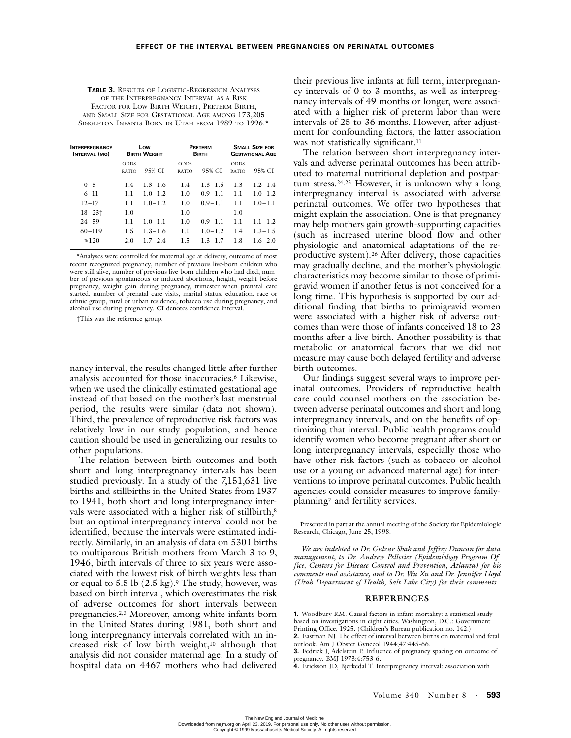**TABLE 3.** RESULTS OF LOGISTIC-REGRESSION ANALYSES OF THE INTERPREGNANCY INTERVAL AS A RISK FACTOR FOR LOW BIRTH WEIGHT, PRETERM BIRTH, AND SMALL SIZE FOR GESTATIONAL AGE AMONG 173,205 SINGLETON INFANTS BORN IN UTAH FROM 1989 TO 1996.*

| INTERPREGNANCY INTERVAL (MO) | LOW BIRTH WEIGHT | | PRETERM BIRTH | | SMALL SIZE FOR GESTATIONAL AGE | |
|---|---|---|---|---|---|---|
| | ODDS RATIO | 95% CI | ODDS RATIO | 95% CI | ODDS RATIO | 95% CI |
| 0–5 | 1.4 | 1.3–1.6 | 1.4 | 1.3–1.5 | 1.3 | 1.2–1.4 |
| 6–11 | 1.1 | 1.0–1.2 | 1.0 | 0.9–1.1 | 1.1 | 1.0–1.2 |
| 12–17 | 1.1 | 1.0–1.2 | 1.0 | 0.9–1.1 | 1.1 | 1.0–1.1 |
| 18–23† | 1.0 | | 1.0 | | 1.0 | |
| 24–59 | 1.1 | 1.0–1.1 | 1.0 | 0.9–1.1 | 1.1 | 1.1–1.2 |
| 60–119 | 1.5 | 1.3–1.6 | 1.1 | 1.0–1.2 | 1.4 | 1.3–1.5 |
| ≥120 | 2.0 | 1.7–2.4 | 1.5 | 1.3–1.7 | 1.8 | 1.6–2.0 |

*Analyses were controlled for maternal age at delivery, outcome of most recent recognized pregnancy, number of previous live-born children who were still alive, number of previous live-born children who had died, number of previous spontaneous or induced abortions, height, weight before pregnancy, weight gain during pregnancy, trimester when prenatal care started, number of prenatal care visits, marital status, education, race or ethnic group, rural or urban residence, tobacco use during pregnancy, and alcohol use during pregnancy. CI denotes confidence interval.

†This was the reference group.

nancy interval, the results changed little after further analysis accounted for those inaccuracies.[6] Likewise, when we used the clinically estimated gestational age instead of that based on the mother's last menstrual period, the results were similar (data not shown). Third, the prevalence of reproductive risk factors was relatively low in our study population, and hence caution should be used in generalizing our results to other populations.

The relation between birth outcomes and both short and long interpregnancy intervals has been studied previously. In a study of the 7,151,631 live births and stillbirths in the United States from 1937 to 1941, both short and long interpregnancy intervals were associated with a higher risk of stillbirth,[8] but an optimal interpregnancy interval could not be identified, because the intervals were estimated indirectly. Similarly, in an analysis of data on 5301 births to multiparous British mothers from March 3 to 9, 1946, birth intervals of three to six years were associated with the lowest risk of birth weights less than or equal to 5.5 lb (2.5 kg).[9] The study, however, was based on birth interval, which overestimates the risk of adverse outcomes for short intervals between pregnancies.[2,3] Moreover, among white infants born in the United States during 1981, both short and long interpregnancy intervals correlated with an increased risk of low birth weight,[10] although that analysis did not consider maternal age. In a study of hospital data on 4467 mothers who had delivered their previous live infants at full term, interpregnancy intervals of 0 to 3 months, as well as interpregnancy intervals of 49 months or longer, were associated with a higher risk of preterm labor than were intervals of 25 to 36 months. However, after adjustment for confounding factors, the latter association was not statistically significant.[11]

The relation between short interpregnancy intervals and adverse perinatal outcomes has been attributed to maternal nutritional depletion and postpartum stress.[24,25] However, it is unknown why a long interpregnancy interval is associated with adverse perinatal outcomes. We offer two hypotheses that might explain the association. One is that pregnancy may help mothers gain growth-supporting capacities (such as increased uterine blood flow and other physiologic and anatomical adaptations of the reproductive system).[26] After delivery, those capacities may gradually decline, and the mother's physiologic characteristics may become similar to those of primigravid women if another fetus is not conceived for a long time. This hypothesis is supported by our additional finding that births to primigravid women were associated with a higher risk of adverse outcomes than were those of infants conceived 18 to 23 months after a live birth. Another possibility is that metabolic or anatomical factors that we did not measure may cause both delayed fertility and adverse birth outcomes.

Our findings suggest several ways to improve perinatal outcomes. Providers of reproductive health care could counsel mothers on the association between adverse perinatal outcomes and short and long interpregnancy intervals, and on the benefits of optimizing that interval. Public health programs could identify women who become pregnant after short or long interpregnancy intervals, especially those who have other risk factors (such as tobacco or alcohol use or a young or advanced maternal age) for interventions to improve perinatal outcomes. Public health agencies could consider measures to improve family-planning[7] and fertility services.

Presented in part at the annual meeting of the Society for Epidemiologic Research, Chicago, June 25, 1998.

*We are indebted to Dr. Gulzar Shah and Jeffrey Duncan for data management, to Dr. Andrew Pelletier (Epidemiology Program Office, Centers for Disease Control and Prevention, Atlanta) for his comments and assistance, and to Dr. Wu Xu and Dr. Jennifer Lloyd (Utah Department of Health, Salt Lake City) for their comments.*

## REFERENCES

1. Woodbury RM. Causal factors in infant mortality: a statistical study based on investigations in eight cities. Washington, D.C.: Government Printing Office, 1925. (Children's Bureau publication no. 142.)
2. Eastman NJ. The effect of interval between births on maternal and fetal outlook. Am J Obstet Gynecol 1944;47:445-66.
3. Fedrick J, Adelstein P. Influence of pregnancy spacing on outcome of pregnancy. BMJ 1973;4:753-6.
4. Erickson JD, Bjerkedal T. Interpregnancy interval: association with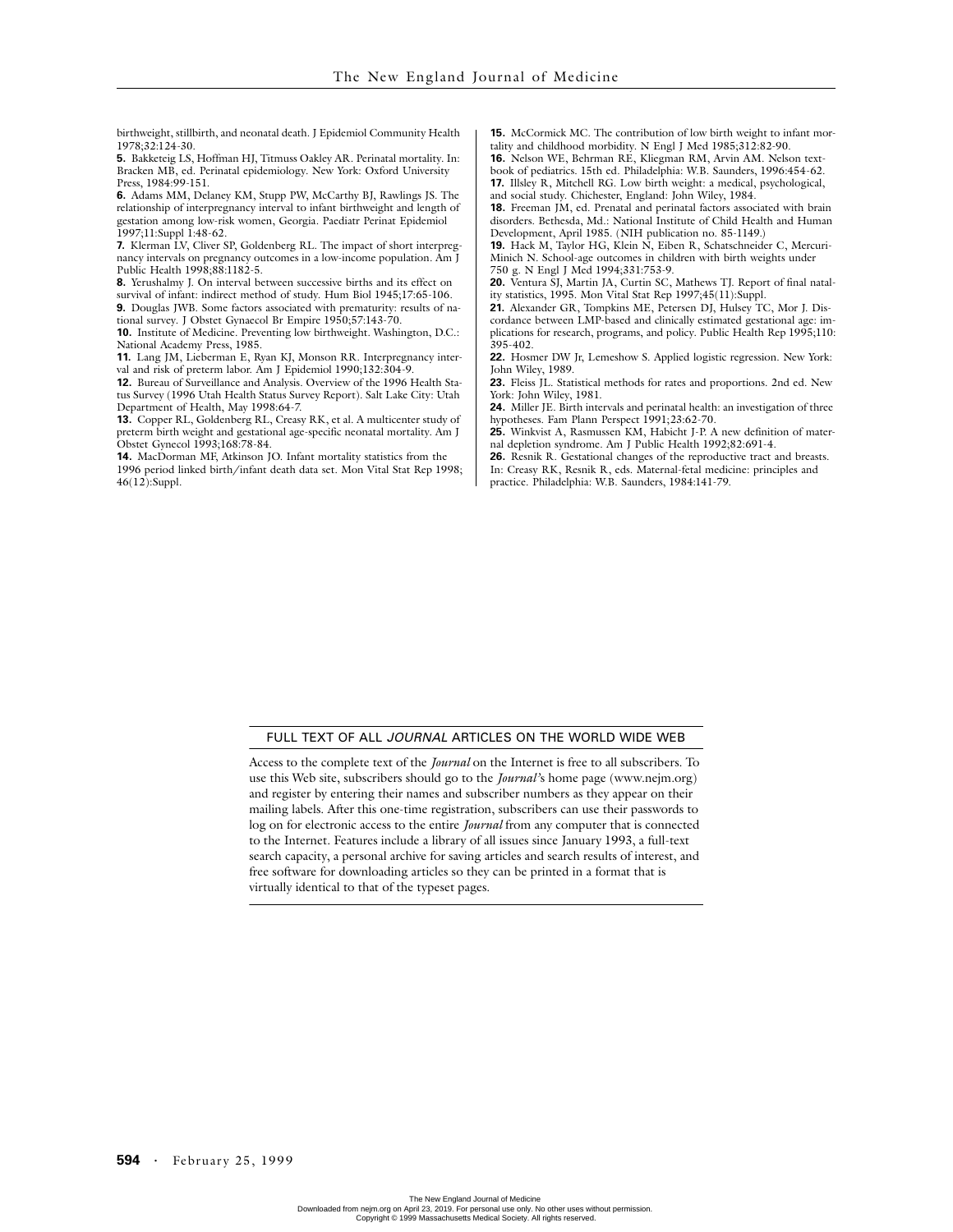birthweight, stillbirth, and neonatal death. J Epidemiol Community Health 1978;32:124-30.

**5.** Bakketeig LS, Hoffman HJ, Titmuss Oakley AR. Perinatal mortality. In: Bracken MB, ed. Perinatal epidemiology. New York: Oxford University Press, 1984:99-151.

**6.** Adams MM, Delaney KM, Stupp PW, McCarthy BJ, Rawlings JS. The relationship of interpregnancy interval to infant birthweight and length of gestation among low-risk women, Georgia. Paediatr Perinat Epidemiol 1997;11:Suppl 1:48-62.

**7.** Klerman LV, Cliver SP, Goldenberg RL. The impact of short interpregnancy intervals on pregnancy outcomes in a low-income population. Am J Public Health 1998;88:1182-5.

**8.** Yerushalmy J. On interval between successive births and its effect on survival of infant: indirect method of study. Hum Biol 1945;17:65-106.

**9.** Douglas JWB. Some factors associated with prematurity: results of national survey. J Obstet Gynaecol Br Empire 1950;57:143-70.

**10.** Institute of Medicine. Preventing low birthweight. Washington, D.C.: National Academy Press, 1985.

**11.** Lang JM, Lieberman E, Ryan KJ, Monson RR. Interpregnancy interval and risk of preterm labor. Am J Epidemiol 1990;132:304-9.

**12.** Bureau of Surveillance and Analysis. Overview of the 1996 Health Status Survey (1996 Utah Health Status Survey Report). Salt Lake City: Utah Department of Health, May 1998:64-7.

**13.** Copper RL, Goldenberg RL, Creasy RK, et al. A multicenter study of preterm birth weight and gestational age-specific neonatal mortality. Am J Obstet Gynecol 1993;168:78-84.

**14.** MacDorman MF, Atkinson JO. Infant mortality statistics from the 1996 period linked birth/infant death data set. Mon Vital Stat Rep 1998; 46(12):Suppl.

**15.** McCormick MC. The contribution of low birth weight to infant mortality and childhood morbidity. N Engl J Med 1985;312:82-90.

**16.** Nelson WE, Behrman RE, Kliegman RM, Arvin AM. Nelson textbook of pediatrics. 15th ed. Philadelphia: W.B. Saunders, 1996:454-62.

**17.** Illsley R, Mitchell RG. Low birth weight: a medical, psychological, and social study. Chichester, England: John Wiley, 1984.

**18.** Freeman JM, ed. Prenatal and perinatal factors associated with brain disorders. Bethesda, Md.: National Institute of Child Health and Human Development, April 1985. (NIH publication no. 85-1149.)

**19.** Hack M, Taylor HG, Klein N, Eiben R, Schatschneider C, Mercuri-Minich N. School-age outcomes in children with birth weights under 750 g. N Engl J Med 1994;331:753-9.

**20.** Ventura SJ, Martin JA, Curtin SC, Mathews TJ. Report of final natality statistics, 1995. Mon Vital Stat Rep 1997;45(11):Suppl.

**21.** Alexander GR, Tompkins ME, Petersen DJ, Hulsey TC, Mor J. Discordance between LMP-based and clinically estimated gestational age: implications for research, programs, and policy. Public Health Rep 1995;110: 395-402.

**22.** Hosmer DW Jr, Lemeshow S. Applied logistic regression. New York: John Wiley, 1989.

**23.** Fleiss JL. Statistical methods for rates and proportions. 2nd ed. New York: John Wiley, 1981.

**24.** Miller JE. Birth intervals and perinatal health: an investigation of three hypotheses. Fam Plann Perspect 1991;23:62-70.

**25.** Winkvist A, Rasmussen KM, Habicht J-P. A new definition of maternal depletion syndrome. Am J Public Health 1992;82:691-4.

**26.** Resnik R. Gestational changes of the reproductive tract and breasts. In: Creasy RK, Resnik R, eds. Maternal-fetal medicine: principles and practice. Philadelphia: W.B. Saunders, 1984:141-79.

## FULL TEXT OF ALL *JOURNAL* ARTICLES ON THE WORLD WIDE WEB

Access to the complete text of the *Journal* on the Internet is free to all subscribers. To use this Web site, subscribers should go to the *Journal*'s home page (www.nejm.org) and register by entering their names and subscriber numbers as they appear on their mailing labels. After this one-time registration, subscribers can use their passwords to log on for electronic access to the entire *Journal* from any computer that is connected to the Internet. Features include a library of all issues since January 1993, a full-text search capacity, a personal archive for saving articles and search results of interest, and free software for downloading articles so they can be printed in a format that is virtually identical to that of the typeset pages.